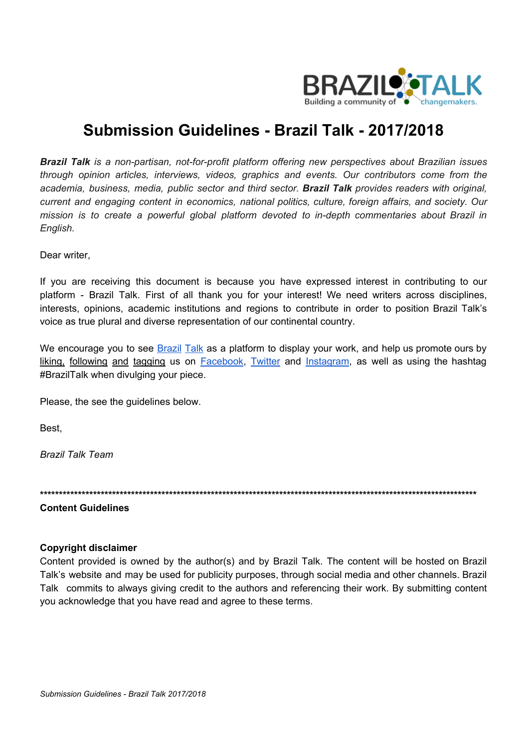# Submission Guidelines - Brazil Talk - 2017/2018

***Brazil Talk** is a non-partisan, not-for-profit platform offering new perspectives about Brazilian issues through opinion articles, interviews, videos, graphics and events. Our contributors come from the academia, business, media, public sector and third sector. **Brazil Talk** provides readers with original, current and engaging content in economics, national politics, culture, foreign affairs, and society. Our mission is to create a powerful global platform devoted to in-depth commentaries about Brazil in English.*

Dear writer,

If you are receiving this document is because you have expressed interest in contributing to our platform - Brazil Talk. First of all thank you for your interest! We need writers across disciplines, interests, opinions, academic institutions and regions to contribute in order to position Brazil Talk's voice as true plural and diverse representation of our continental country.

We encourage you to see Brazil Talk as a platform to display your work, and help us promote ours by liking, following and tagging us on Facebook, Twitter and Instagram, as well as using the hashtag #BrazilTalk when divulging your piece.

Please, the see the guidelines below.

Best,

*Brazil Talk Team*

**************************************************************************************************************

**Content Guidelines**

**Copyright disclaimer**

Content provided is owned by the author(s) and by Brazil Talk. The content will be hosted on Brazil Talk's website and may be used for publicity purposes, through social media and other channels. Brazil Talk commits to always giving credit to the authors and referencing their work. By submitting content you acknowledge that you have read and agree to these terms.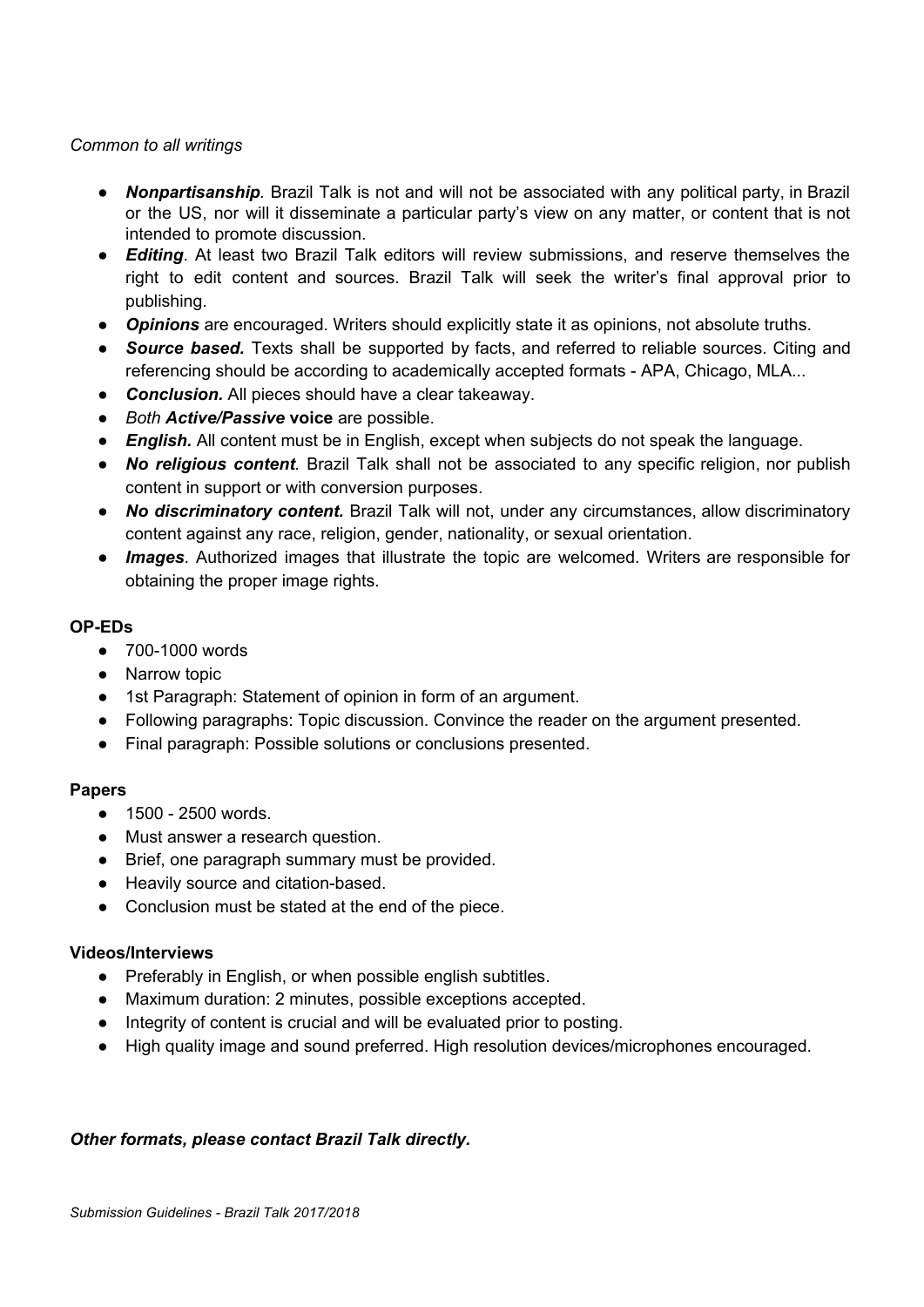*Common to all writings*

- ***Nonpartisanship***. Brazil Talk is not and will not be associated with any political party, in Brazil or the US, nor will it disseminate a particular party's view on any matter, or content that is not intended to promote discussion.
- ***Editing***. At least two Brazil Talk editors will review submissions, and reserve themselves the right to edit content and sources. Brazil Talk will seek the writer's final approval prior to publishing.
- ***Opinions*** are encouraged. Writers should explicitly state it as opinions, not absolute truths.
- ***Source based.*** Texts shall be supported by facts, and referred to reliable sources. Citing and referencing should be according to academically accepted formats - APA, Chicago, MLA...
- ***Conclusion.*** All pieces should have a clear takeaway.
- *Both* ***Active/Passive*** **voice** are possible.
- ***English.*** All content must be in English, except when subjects do not speak the language.
- ***No religious content***. Brazil Talk shall not be associated to any specific religion, nor publish content in support or with conversion purposes.
- ***No discriminatory content.*** Brazil Talk will not, under any circumstances, allow discriminatory content against any race, religion, gender, nationality, or sexual orientation.
- ***Images***. Authorized images that illustrate the topic are welcomed. Writers are responsible for obtaining the proper image rights.

**OP-EDs**

- 700-1000 words
- Narrow topic
- 1st Paragraph: Statement of opinion in form of an argument.
- Following paragraphs: Topic discussion. Convince the reader on the argument presented.
- Final paragraph: Possible solutions or conclusions presented.

**Papers**

- 1500 - 2500 words.
- Must answer a research question.
- Brief, one paragraph summary must be provided.
- Heavily source and citation-based.
- Conclusion must be stated at the end of the piece.

**Videos/Interviews**

- Preferably in English, or when possible english subtitles.
- Maximum duration: 2 minutes, possible exceptions accepted.
- Integrity of content is crucial and will be evaluated prior to posting.
- High quality image and sound preferred. High resolution devices/microphones encouraged.

***Other formats, please contact Brazil Talk directly.***